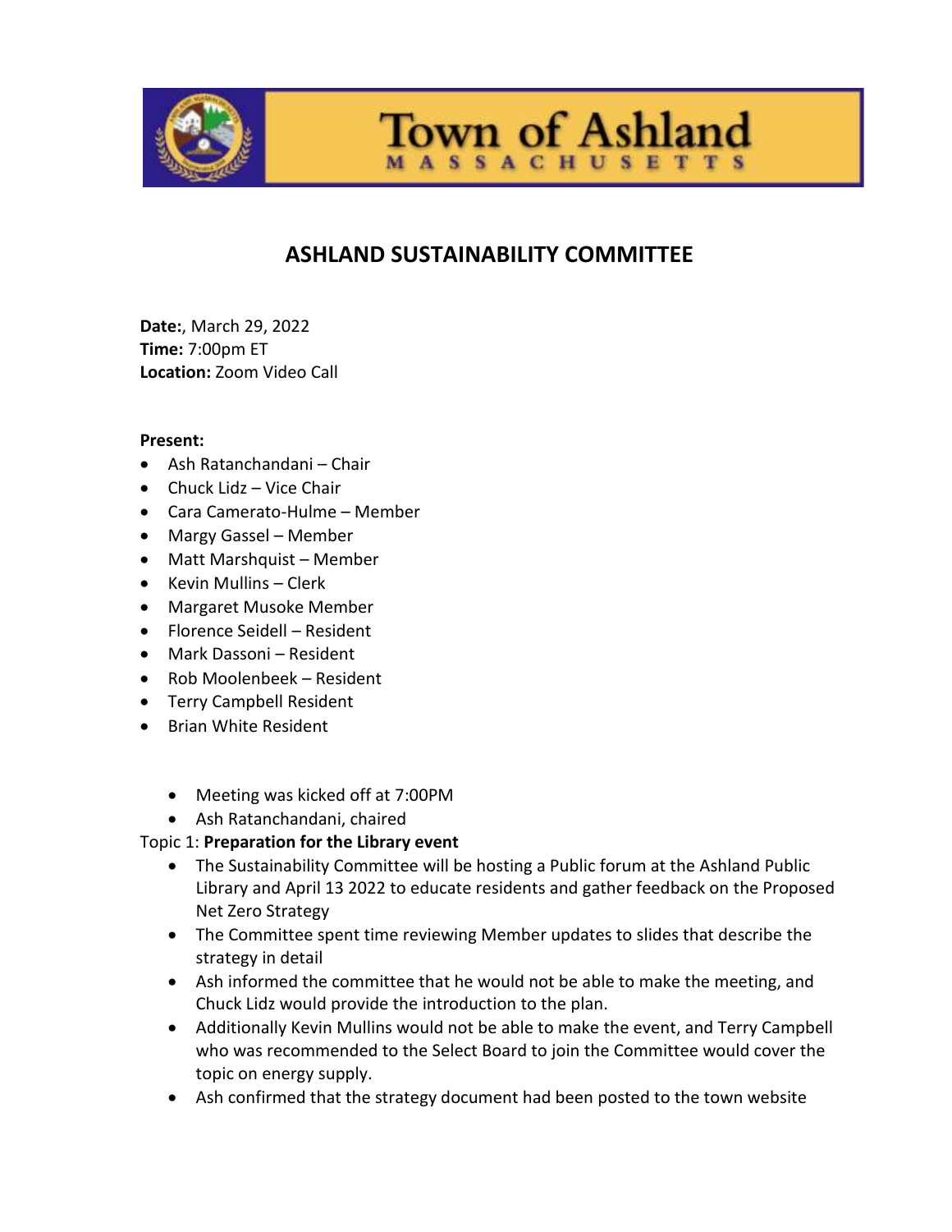Town of Ashland
MASSACHUSETTS

# ASHLAND SUSTAINABILITY COMMITTEE

**Date:**, March 29, 2022
**Time:** 7:00pm ET
**Location:** Zoom Video Call

**Present:**

- Ash Ratanchandani – Chair
- Chuck Lidz – Vice Chair
- Cara Camerato-Hulme – Member
- Margy Gassel – Member
- Matt Marshquist – Member
- Kevin Mullins – Clerk
- Margaret Musoke Member
- Florence Seidell – Resident
- Mark Dassoni – Resident
- Rob Moolenbeek – Resident
- Terry Campbell Resident
- Brian White Resident

  - Meeting was kicked off at 7:00PM
  - Ash Ratanchandani, chaired

Topic 1: **Preparation for the Library event**

- The Sustainability Committee will be hosting a Public forum at the Ashland Public Library and April 13 2022 to educate residents and gather feedback on the Proposed Net Zero Strategy
- The Committee spent time reviewing Member updates to slides that describe the strategy in detail
- Ash informed the committee that he would not be able to make the meeting, and Chuck Lidz would provide the introduction to the plan.
- Additionally Kevin Mullins would not be able to make the event, and Terry Campbell who was recommended to the Select Board to join the Committee would cover the topic on energy supply.
- Ash confirmed that the strategy document had been posted to the town website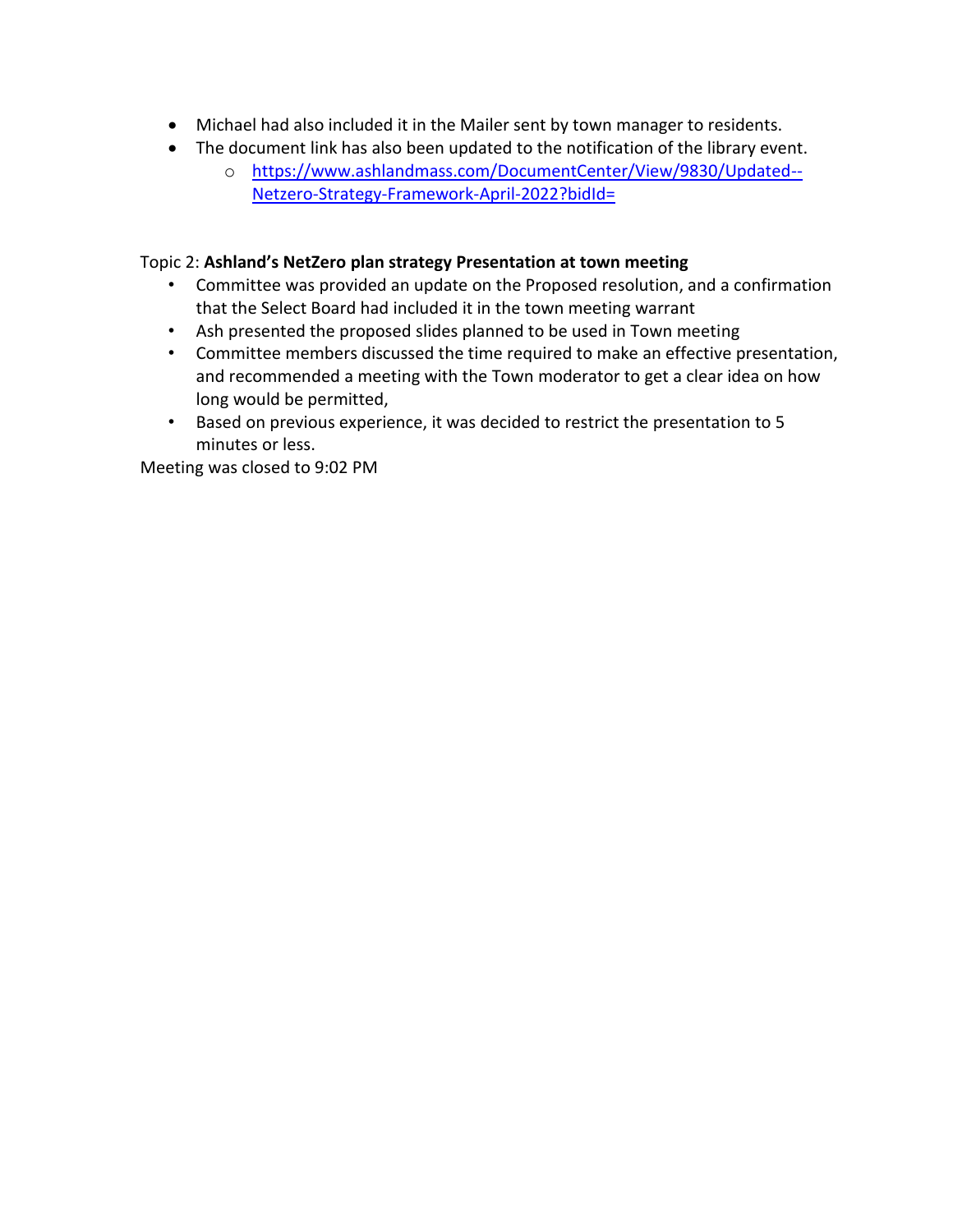- Michael had also included it in the Mailer sent by town manager to residents.
- The document link has also been updated to the notification of the library event.
    - [https://www.ashlandmass.com/DocumentCenter/View/9830/Updated--Netzero-Strategy-Framework-April-2022?bidId=](https://www.ashlandmass.com/DocumentCenter/View/9830/Updated--Netzero-Strategy-Framework-April-2022?bidId=)

Topic 2: **Ashland's NetZero plan strategy Presentation at town meeting**

- Committee was provided an update on the Proposed resolution, and a confirmation that the Select Board had included it in the town meeting warrant
- Ash presented the proposed slides planned to be used in Town meeting
- Committee members discussed the time required to make an effective presentation, and recommended a meeting with the Town moderator to get a clear idea on how long would be permitted,
- Based on previous experience, it was decided to restrict the presentation to 5 minutes or less.

Meeting was closed to 9:02 PM